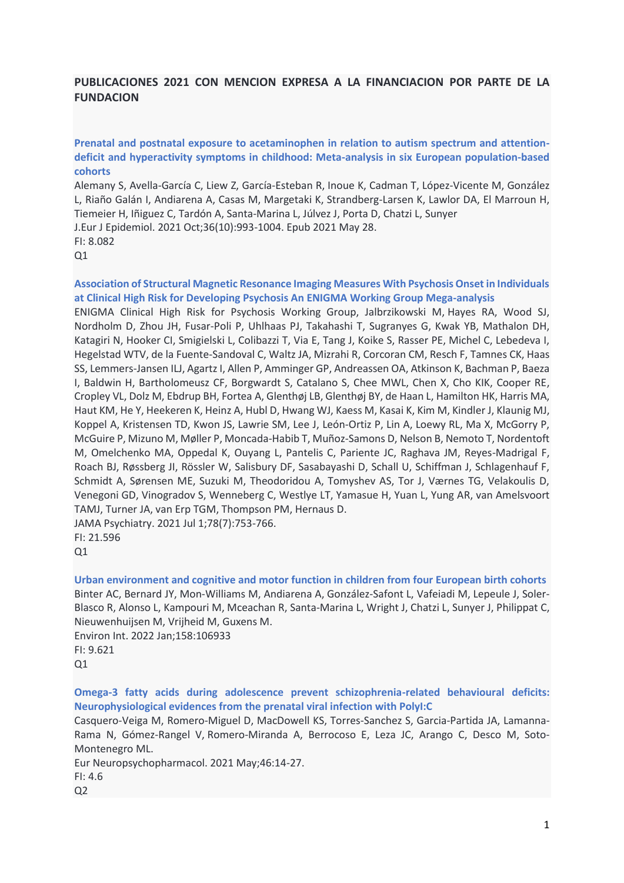## PUBLICACIONES 2021 CON MENCION EXPRESA A LA FINANCIACION POR PARTE DE LA FUNDACION

**Prenatal and postnatal exposure to acetaminophen in relation to autism spectrum and attention-deficit and hyperactivity symptoms in childhood: Meta-analysis in six European population-based cohorts**

Alemany S, Avella-García C, Liew Z, García-Esteban R, Inoue K, Cadman T, López-Vicente M, González L, Riaño Galán I, Andiarena A, Casas M, Margetaki K, Strandberg-Larsen K, Lawlor DA, El Marroun H, Tiemeier H, Iñiguez C, Tardón A, Santa-Marina L, Júlvez J, Porta D, Chatzi L, Sunyer
J.Eur J Epidemiol. 2021 Oct;36(10):993-1004. Epub 2021 May 28.
FI: 8.082
Q1

**Association of Structural Magnetic Resonance Imaging Measures With Psychosis Onset in Individuals at Clinical High Risk for Developing Psychosis An ENIGMA Working Group Mega-analysis**

ENIGMA Clinical High Risk for Psychosis Working Group, Jalbrzikowski M, Hayes RA, Wood SJ, Nordholm D, Zhou JH, Fusar-Poli P, Uhlhaas PJ, Takahashi T, Sugranyes G, Kwak YB, Mathalon DH, Katagiri N, Hooker CI, Smigielski L, Colibazzi T, Via E, Tang J, Koike S, Rasser PE, Michel C, Lebedeva I, Hegelstad WTV, de la Fuente-Sandoval C, Waltz JA, Mizrahi R, Corcoran CM, Resch F, Tamnes CK, Haas SS, Lemmers-Jansen ILJ, Agartz I, Allen P, Amminger GP, Andreassen OA, Atkinson K, Bachman P, Baeza I, Baldwin H, Bartholomeusz CF, Borgwardt S, Catalano S, Chee MWL, Chen X, Cho KIK, Cooper RE, Cropley VL, Dolz M, Ebdrup BH, Fortea A, Glenthøj LB, Glenthøj BY, de Haan L, Hamilton HK, Harris MA, Haut KM, He Y, Heekeren K, Heinz A, Hubl D, Hwang WJ, Kaess M, Kasai K, Kim M, Kindler J, Klaunig MJ, Koppel A, Kristensen TD, Kwon JS, Lawrie SM, Lee J, León-Ortiz P, Lin A, Loewy RL, Ma X, McGorry P, McGuire P, Mizuno M, Møller P, Moncada-Habib T, Muñoz-Samons D, Nelson B, Nemoto T, Nordentoft M, Omelchenko MA, Oppedal K, Ouyang L, Pantelis C, Pariente JC, Raghava JM, Reyes-Madrigal F, Roach BJ, Røssberg JI, Rössler W, Salisbury DF, Sasabayashi D, Schall U, Schiffman J, Schlagenhauf F, Schmidt A, Sørensen ME, Suzuki M, Theodoridou A, Tomyshev AS, Tor J, Værnes TG, Velakoulis D, Venegoni GD, Vinogradov S, Wenneberg C, Westlye LT, Yamasue H, Yuan L, Yung AR, van Amelsvoort TAMJ, Turner JA, van Erp TGM, Thompson PM, Hernaus D.
JAMA Psychiatry. 2021 Jul 1;78(7):753-766.
FI: 21.596
Q1

**Urban environment and cognitive and motor function in children from four European birth cohorts**

Binter AC, Bernard JY, Mon-Williams M, Andiarena A, González-Safont L, Vafeiadi M, Lepeule J, Soler-Blasco R, Alonso L, Kampouri M, Mceachan R, Santa-Marina L, Wright J, Chatzi L, Sunyer J, Philippat C, Nieuwenhuijsen M, Vrijheid M, Guxens M.
Environ Int. 2022 Jan;158:106933
FI: 9.621
Q1

**Omega-3 fatty acids during adolescence prevent schizophrenia-related behavioural deficits: Neurophysiological evidences from the prenatal viral infection with PolyI:C**

Casquero-Veiga M, Romero-Miguel D, MacDowell KS, Torres-Sanchez S, Garcia-Partida JA, Lamanna-Rama N, Gómez-Rangel V, Romero-Miranda A, Berrocoso E, Leza JC, Arango C, Desco M, Soto-Montenegro ML.
Eur Neuropsychopharmacol. 2021 May;46:14-27.
FI: 4.6
Q2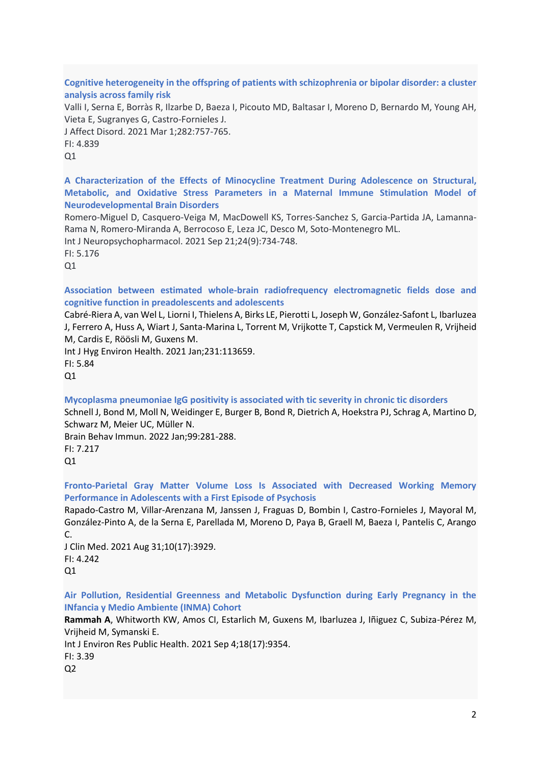**Cognitive heterogeneity in the offspring of patients with schizophrenia or bipolar disorder: a cluster analysis across family risk**

Valli I, Serna E, Borràs R, Ilzarbe D, Baeza I, Picouto MD, Baltasar I, Moreno D, Bernardo M, Young AH, Vieta E, Sugranyes G, Castro-Fornieles J.
J Affect Disord. 2021 Mar 1;282:757-765.
FI: 4.839
Q1

**A Characterization of the Effects of Minocycline Treatment During Adolescence on Structural, Metabolic, and Oxidative Stress Parameters in a Maternal Immune Stimulation Model of Neurodevelopmental Brain Disorders**

Romero-Miguel D, Casquero-Veiga M, MacDowell KS, Torres-Sanchez S, Garcia-Partida JA, Lamanna-Rama N, Romero-Miranda A, Berrocoso E, Leza JC, Desco M, Soto-Montenegro ML.
Int J Neuropsychopharmacol. 2021 Sep 21;24(9):734-748.
FI: 5.176
Q1

**Association between estimated whole-brain radiofrequency electromagnetic fields dose and cognitive function in preadolescents and adolescents**

Cabré-Riera A, van Wel L, Liorni I, Thielens A, Birks LE, Pierotti L, Joseph W, González-Safont L, Ibarluzea J, Ferrero A, Huss A, Wiart J, Santa-Marina L, Torrent M, Vrijkotte T, Capstick M, Vermeulen R, Vrijheid M, Cardis E, Röösli M, Guxens M.
Int J Hyg Environ Health. 2021 Jan;231:113659.
FI: 5.84
Q1

**Mycoplasma pneumoniae IgG positivity is associated with tic severity in chronic tic disorders**

Schnell J, Bond M, Moll N, Weidinger E, Burger B, Bond R, Dietrich A, Hoekstra PJ, Schrag A, Martino D, Schwarz M, Meier UC, Müller N.
Brain Behav Immun. 2022 Jan;99:281-288.
FI: 7.217
Q1

**Fronto-Parietal Gray Matter Volume Loss Is Associated with Decreased Working Memory Performance in Adolescents with a First Episode of Psychosis**

Rapado-Castro M, Villar-Arenzana M, Janssen J, Fraguas D, Bombin I, Castro-Fornieles J, Mayoral M, González-Pinto A, de la Serna E, Parellada M, Moreno D, Paya B, Graell M, Baeza I, Pantelis C, Arango C.
J Clin Med. 2021 Aug 31;10(17):3929.
FI: 4.242
Q1

**Air Pollution, Residential Greenness and Metabolic Dysfunction during Early Pregnancy in the INfancia y Medio Ambiente (INMA) Cohort**

**Rammah A**, Whitworth KW, Amos CI, Estarlich M, Guxens M, Ibarluzea J, Iñiguez C, Subiza-Pérez M, Vrijheid M, Symanski E.
Int J Environ Res Public Health. 2021 Sep 4;18(17):9354.
FI: 3.39
Q2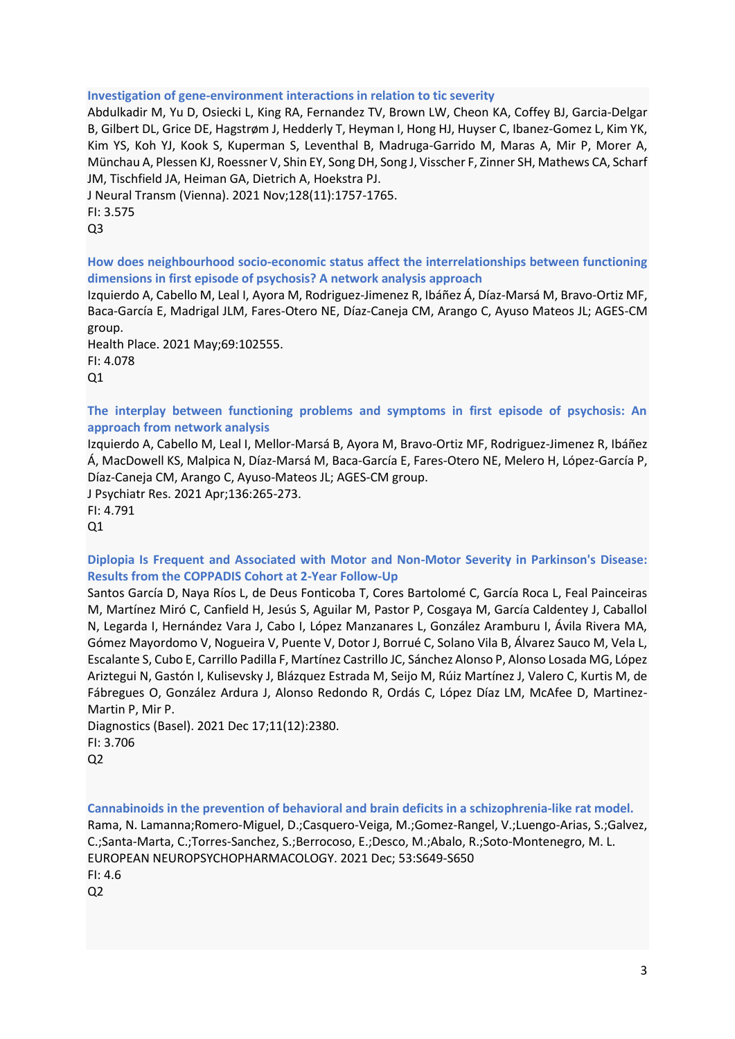**Investigation of gene-environment interactions in relation to tic severity**

Abdulkadir M, Yu D, Osiecki L, King RA, Fernandez TV, Brown LW, Cheon KA, Coffey BJ, Garcia-Delgar B, Gilbert DL, Grice DE, Hagstrøm J, Hedderly T, Heyman I, Hong HJ, Huyser C, Ibanez-Gomez L, Kim YK, Kim YS, Koh YJ, Kook S, Kuperman S, Leventhal B, Madruga-Garrido M, Maras A, Mir P, Morer A, Münchau A, Plessen KJ, Roessner V, Shin EY, Song DH, Song J, Visscher F, Zinner SH, Mathews CA, Scharf JM, Tischfield JA, Heiman GA, Dietrich A, Hoekstra PJ.

J Neural Transm (Vienna). 2021 Nov;128(11):1757-1765.

FI: 3.575

Q3

**How does neighbourhood socio-economic status affect the interrelationships between functioning dimensions in first episode of psychosis? A network analysis approach**

Izquierdo A, Cabello M, Leal I, Ayora M, Rodriguez-Jimenez R, Ibáñez Á, Díaz-Marsá M, Bravo-Ortiz MF, Baca-García E, Madrigal JLM, Fares-Otero NE, Díaz-Caneja CM, Arango C, Ayuso Mateos JL; AGES-CM group.

Health Place. 2021 May;69:102555.

FI: 4.078

Q1

**The interplay between functioning problems and symptoms in first episode of psychosis: An approach from network analysis**

Izquierdo A, Cabello M, Leal I, Mellor-Marsá B, Ayora M, Bravo-Ortiz MF, Rodriguez-Jimenez R, Ibáñez Á, MacDowell KS, Malpica N, Díaz-Marsá M, Baca-García E, Fares-Otero NE, Melero H, López-García P, Díaz-Caneja CM, Arango C, Ayuso-Mateos JL; AGES-CM group.

J Psychiatr Res. 2021 Apr;136:265-273.

FI: 4.791

Q1

**Diplopia Is Frequent and Associated with Motor and Non-Motor Severity in Parkinson's Disease: Results from the COPPADIS Cohort at 2-Year Follow-Up**

Santos García D, Naya Ríos L, de Deus Fonticoba T, Cores Bartolomé C, García Roca L, Feal Painceiras M, Martínez Miró C, Canfield H, Jesús S, Aguilar M, Pastor P, Cosgaya M, García Caldentey J, Caballol N, Legarda I, Hernández Vara J, Cabo I, López Manzanares L, González Aramburu I, Ávila Rivera MA, Gómez Mayordomo V, Nogueira V, Puente V, Dotor J, Borrué C, Solano Vila B, Álvarez Sauco M, Vela L, Escalante S, Cubo E, Carrillo Padilla F, Martínez Castrillo JC, Sánchez Alonso P, Alonso Losada MG, López Ariztegui N, Gastón I, Kulisevsky J, Blázquez Estrada M, Seijo M, Rúiz Martínez J, Valero C, Kurtis M, de Fábregues O, González Ardura J, Alonso Redondo R, Ordás C, López Díaz LM, McAfee D, Martinez-Martin P, Mir P.

Diagnostics (Basel). 2021 Dec 17;11(12):2380.

FI: 3.706

Q2

**Cannabinoids in the prevention of behavioral and brain deficits in a schizophrenia-like rat model.**

Rama, N. Lamanna;Romero-Miguel, D.;Casquero-Veiga, M.;Gomez-Rangel, V.;Luengo-Arias, S.;Galvez, C.;Santa-Marta, C.;Torres-Sanchez, S.;Berrocoso, E.;Desco, M.;Abalo, R.;Soto-Montenegro, M. L.

EUROPEAN NEUROPSYCHOPHARMACOLOGY. 2021 Dec; 53:S649-S650

FI: 4.6

Q2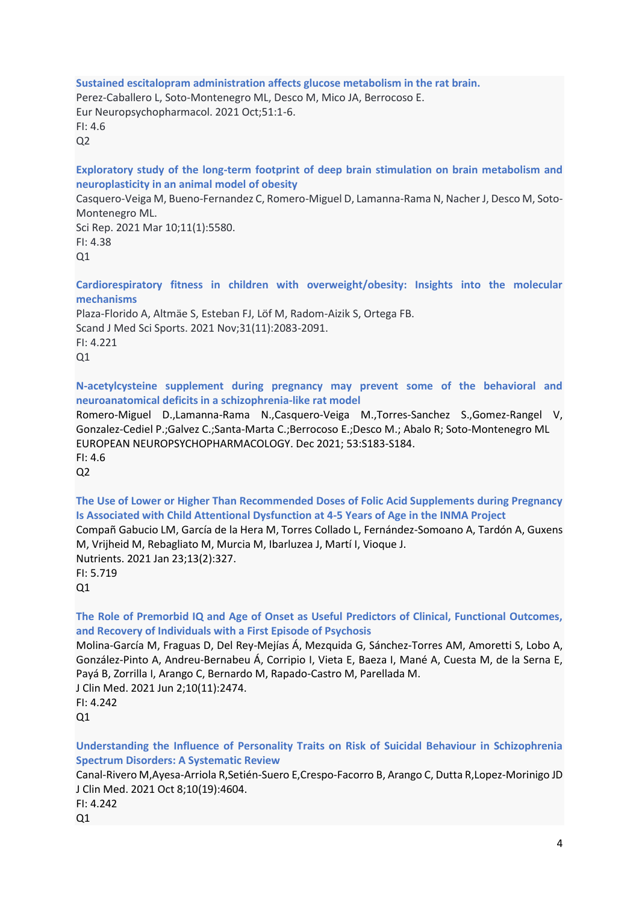**Sustained escitalopram administration affects glucose metabolism in the rat brain.**
Perez-Caballero L, Soto-Montenegro ML, Desco M, Mico JA, Berrocoso E.
Eur Neuropsychopharmacol. 2021 Oct;51:1-6.
FI: 4.6
Q2

**Exploratory study of the long-term footprint of deep brain stimulation on brain metabolism and neuroplasticity in an animal model of obesity**
Casquero-Veiga M, Bueno-Fernandez C, Romero-Miguel D, Lamanna-Rama N, Nacher J, Desco M, Soto-Montenegro ML.
Sci Rep. 2021 Mar 10;11(1):5580.
FI: 4.38
Q1

**Cardiorespiratory fitness in children with overweight/obesity: Insights into the molecular mechanisms**
Plaza-Florido A, Altmäe S, Esteban FJ, Löf M, Radom-Aizik S, Ortega FB.
Scand J Med Sci Sports. 2021 Nov;31(11):2083-2091.
FI: 4.221
Q1

**N-acetylcysteine supplement during pregnancy may prevent some of the behavioral and neuroanatomical deficits in a schizophrenia-like rat model**
Romero-Miguel D.,Lamanna-Rama N.,Casquero-Veiga M.,Torres-Sanchez S.,Gomez-Rangel V, Gonzalez-Cediel P.;Galvez C.;Santa-Marta C.;Berrocoso E.;Desco M.; Abalo R; Soto-Montenegro ML
EUROPEAN NEUROPSYCHOPHARMACOLOGY. Dec 2021; 53:S183-S184.
FI: 4.6
Q2

**The Use of Lower or Higher Than Recommended Doses of Folic Acid Supplements during Pregnancy Is Associated with Child Attentional Dysfunction at 4-5 Years of Age in the INMA Project**
Compañ Gabucio LM, García de la Hera M, Torres Collado L, Fernández-Somoano A, Tardón A, Guxens M, Vrijheid M, Rebagliato M, Murcia M, Ibarluzea J, Martí I, Vioque J.
Nutrients. 2021 Jan 23;13(2):327.
FI: 5.719
Q1

**The Role of Premorbid IQ and Age of Onset as Useful Predictors of Clinical, Functional Outcomes, and Recovery of Individuals with a First Episode of Psychosis**
Molina-García M, Fraguas D, Del Rey-Mejías Á, Mezquida G, Sánchez-Torres AM, Amoretti S, Lobo A, González-Pinto A, Andreu-Bernabeu Á, Corripio I, Vieta E, Baeza I, Mané A, Cuesta M, de la Serna E, Payá B, Zorrilla I, Arango C, Bernardo M, Rapado-Castro M, Parellada M.
J Clin Med. 2021 Jun 2;10(11):2474.
FI: 4.242
Q1

**Understanding the Influence of Personality Traits on Risk of Suicidal Behaviour in Schizophrenia Spectrum Disorders: A Systematic Review**
Canal-Rivero M,Ayesa-Arriola R,Setién-Suero E,Crespo-Facorro B, Arango C, Dutta R,Lopez-Morinigo JD
J Clin Med. 2021 Oct 8;10(19):4604.
FI: 4.242
Q1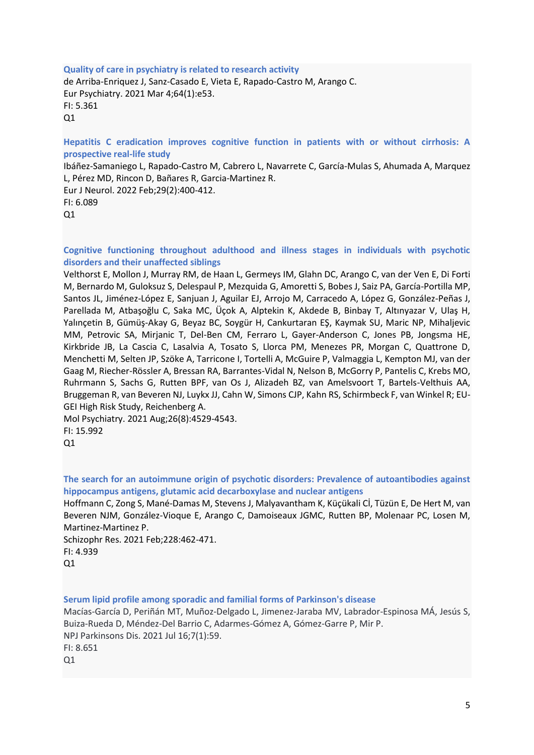**Quality of care in psychiatry is related to research activity**
de Arriba-Enriquez J, Sanz-Casado E, Vieta E, Rapado-Castro M, Arango C.
Eur Psychiatry. 2021 Mar 4;64(1):e53.
FI: 5.361
Q1

**Hepatitis C eradication improves cognitive function in patients with or without cirrhosis: A prospective real-life study**
Ibáñez-Samaniego L, Rapado-Castro M, Cabrero L, Navarrete C, García-Mulas S, Ahumada A, Marquez L, Pérez MD, Rincon D, Bañares R, Garcia-Martinez R.
Eur J Neurol. 2022 Feb;29(2):400-412.
FI: 6.089
Q1

**Cognitive functioning throughout adulthood and illness stages in individuals with psychotic disorders and their unaffected siblings**
Velthorst E, Mollon J, Murray RM, de Haan L, Germeys IM, Glahn DC, Arango C, van der Ven E, Di Forti M, Bernardo M, Guloksuz S, Delespaul P, Mezquida G, Amoretti S, Bobes J, Saiz PA, García-Portilla MP, Santos JL, Jiménez-López E, Sanjuan J, Aguilar EJ, Arrojo M, Carracedo A, López G, González-Peñas J, Parellada M, Atbaşoğlu C, Saka MC, Üçok A, Alptekin K, Akdede B, Binbay T, Altınyazar V, Ulaş H, Yalınçetin B, Gümüş-Akay G, Beyaz BC, Soygür H, Cankurtaran EŞ, Kaymak SU, Maric NP, Mihaljevic MM, Petrovic SA, Mirjanic T, Del-Ben CM, Ferraro L, Gayer-Anderson C, Jones PB, Jongsma HE, Kirkbride JB, La Cascia C, Lasalvia A, Tosato S, Llorca PM, Menezes PR, Morgan C, Quattrone D, Menchetti M, Selten JP, Szöke A, Tarricone I, Tortelli A, McGuire P, Valmaggia L, Kempton MJ, van der Gaag M, Riecher-Rössler A, Bressan RA, Barrantes-Vidal N, Nelson B, McGorry P, Pantelis C, Krebs MO, Ruhrmann S, Sachs G, Rutten BPF, van Os J, Alizadeh BZ, van Amelsvoort T, Bartels-Velthuis AA, Bruggeman R, van Beveren NJ, Luykx JJ, Cahn W, Simons CJP, Kahn RS, Schirmbeck F, van Winkel R; EU-GEI High Risk Study, Reichenberg A.
Mol Psychiatry. 2021 Aug;26(8):4529-4543.
FI: 15.992
Q1

**The search for an autoimmune origin of psychotic disorders: Prevalence of autoantibodies against hippocampus antigens, glutamic acid decarboxylase and nuclear antigens**
Hoffmann C, Zong S, Mané-Damas M, Stevens J, Malyavantham K, Küçükali Cİ, Tüzün E, De Hert M, van Beveren NJM, González-Vioque E, Arango C, Damoiseaux JGMC, Rutten BP, Molenaar PC, Losen M, Martinez-Martinez P.
Schizophr Res. 2021 Feb;228:462-471.
FI: 4.939
Q1

**Serum lipid profile among sporadic and familial forms of Parkinson's disease**
Macías-García D, Periñán MT, Muñoz-Delgado L, Jimenez-Jaraba MV, Labrador-Espinosa MÁ, Jesús S, Buiza-Rueda D, Méndez-Del Barrio C, Adarmes-Gómez A, Gómez-Garre P, Mir P.
NPJ Parkinsons Dis. 2021 Jul 16;7(1):59.
FI: 8.651
Q1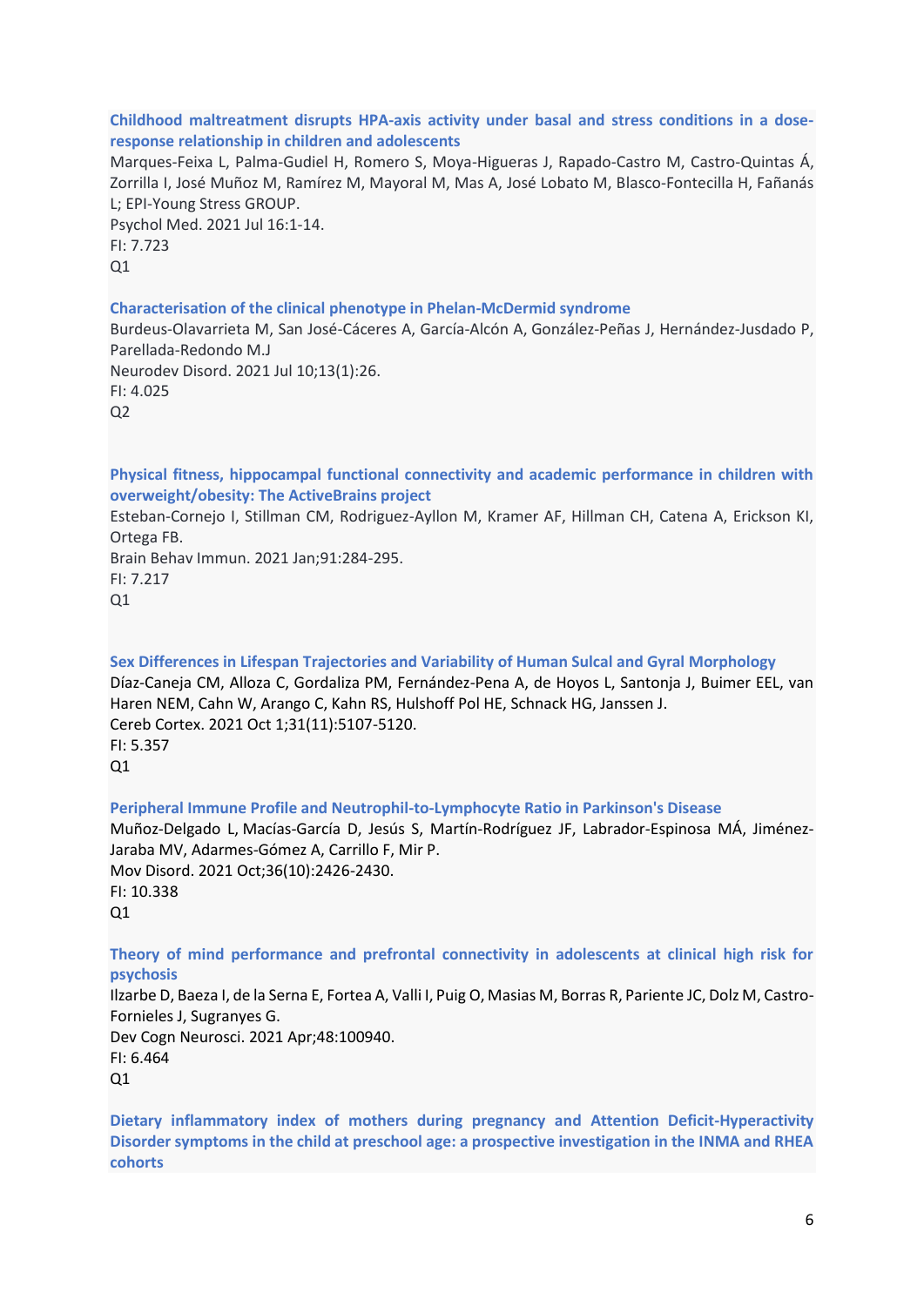**Childhood maltreatment disrupts HPA-axis activity under basal and stress conditions in a dose-response relationship in children and adolescents**

Marques-Feixa L, Palma-Gudiel H, Romero S, Moya-Higueras J, Rapado-Castro M, Castro-Quintas Á, Zorrilla I, José Muñoz M, Ramírez M, Mayoral M, Mas A, José Lobato M, Blasco-Fontecilla H, Fañanás L; EPI-Young Stress GROUP.
Psychol Med. 2021 Jul 16:1-14.
FI: 7.723
Q1

**Characterisation of the clinical phenotype in Phelan-McDermid syndrome**

Burdeus-Olavarrieta M, San José-Cáceres A, García-Alcón A, González-Peñas J, Hernández-Jusdado P, Parellada-Redondo M.J
Neurodev Disord. 2021 Jul 10;13(1):26.
FI: 4.025
Q2

**Physical fitness, hippocampal functional connectivity and academic performance in children with overweight/obesity: The ActiveBrains project**

Esteban-Cornejo I, Stillman CM, Rodriguez-Ayllon M, Kramer AF, Hillman CH, Catena A, Erickson KI, Ortega FB.
Brain Behav Immun. 2021 Jan;91:284-295.
FI: 7.217
Q1

**Sex Differences in Lifespan Trajectories and Variability of Human Sulcal and Gyral Morphology**

Díaz-Caneja CM, Alloza C, Gordaliza PM, Fernández-Pena A, de Hoyos L, Santonja J, Buimer EEL, van Haren NEM, Cahn W, Arango C, Kahn RS, Hulshoff Pol HE, Schnack HG, Janssen J.
Cereb Cortex. 2021 Oct 1;31(11):5107-5120.
FI: 5.357
Q1

**Peripheral Immune Profile and Neutrophil-to-Lymphocyte Ratio in Parkinson's Disease**

Muñoz-Delgado L, Macías-García D, Jesús S, Martín-Rodríguez JF, Labrador-Espinosa MÁ, Jiménez-Jaraba MV, Adarmes-Gómez A, Carrillo F, Mir P.
Mov Disord. 2021 Oct;36(10):2426-2430.
FI: 10.338
Q1

**Theory of mind performance and prefrontal connectivity in adolescents at clinical high risk for psychosis**

Ilzarbe D, Baeza I, de la Serna E, Fortea A, Valli I, Puig O, Masias M, Borras R, Pariente JC, Dolz M, Castro-Fornieles J, Sugranyes G.
Dev Cogn Neurosci. 2021 Apr;48:100940.
FI: 6.464
Q1

**Dietary inflammatory index of mothers during pregnancy and Attention Deficit-Hyperactivity Disorder symptoms in the child at preschool age: a prospective investigation in the INMA and RHEA cohorts**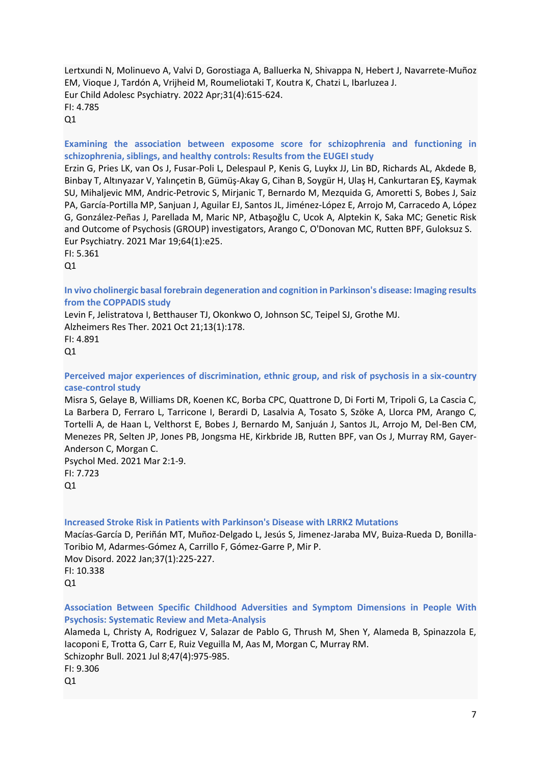Lertxundi N, Molinuevo A, Valvi D, Gorostiaga A, Balluerka N, Shivappa N, Hebert J, Navarrete-Muñoz EM, Vioque J, Tardón A, Vrijheid M, Roumeliotaki T, Koutra K, Chatzi L, Ibarluzea J.
Eur Child Adolesc Psychiatry. 2022 Apr;31(4):615-624.
FI: 4.785
Q1

**Examining the association between exposome score for schizophrenia and functioning in schizophrenia, siblings, and healthy controls: Results from the EUGEI study**
Erzin G, Pries LK, van Os J, Fusar-Poli L, Delespaul P, Kenis G, Luykx JJ, Lin BD, Richards AL, Akdede B, Binbay T, Altınyazar V, Yalınçetin B, Gümüş-Akay G, Cihan B, Soygür H, Ulaş H, Cankurtaran EŞ, Kaymak SU, Mihaljevic MM, Andric-Petrovic S, Mirjanic T, Bernardo M, Mezquida G, Amoretti S, Bobes J, Saiz PA, García-Portilla MP, Sanjuan J, Aguilar EJ, Santos JL, Jiménez-López E, Arrojo M, Carracedo A, López G, González-Peñas J, Parellada M, Maric NP, Atbaşoğlu C, Ucok A, Alptekin K, Saka MC; Genetic Risk and Outcome of Psychosis (GROUP) investigators, Arango C, O'Donovan MC, Rutten BPF, Guloksuz S.
Eur Psychiatry. 2021 Mar 19;64(1):e25.
FI: 5.361
Q1

**In vivo cholinergic basal forebrain degeneration and cognition in Parkinson's disease: Imaging results from the COPPADIS study**
Levin F, Jelistratova I, Betthauser TJ, Okonkwo O, Johnson SC, Teipel SJ, Grothe MJ.
Alzheimers Res Ther. 2021 Oct 21;13(1):178.
FI: 4.891
Q1

**Perceived major experiences of discrimination, ethnic group, and risk of psychosis in a six-country case-control study**
Misra S, Gelaye B, Williams DR, Koenen KC, Borba CPC, Quattrone D, Di Forti M, Tripoli G, La Cascia C, La Barbera D, Ferraro L, Tarricone I, Berardi D, Lasalvia A, Tosato S, Szöke A, Llorca PM, Arango C, Tortelli A, de Haan L, Velthorst E, Bobes J, Bernardo M, Sanjuán J, Santos JL, Arrojo M, Del-Ben CM, Menezes PR, Selten JP, Jones PB, Jongsma HE, Kirkbride JB, Rutten BPF, van Os J, Murray RM, Gayer-Anderson C, Morgan C.
Psychol Med. 2021 Mar 2:1-9.
FI: 7.723
Q1

**Increased Stroke Risk in Patients with Parkinson's Disease with LRRK2 Mutations**
Macías-García D, Periñán MT, Muñoz-Delgado L, Jesús S, Jimenez-Jaraba MV, Buiza-Rueda D, Bonilla-Toribio M, Adarmes-Gómez A, Carrillo F, Gómez-Garre P, Mir P.
Mov Disord. 2022 Jan;37(1):225-227.
FI: 10.338
Q1

**Association Between Specific Childhood Adversities and Symptom Dimensions in People With Psychosis: Systematic Review and Meta-Analysis**
Alameda L, Christy A, Rodriguez V, Salazar de Pablo G, Thrush M, Shen Y, Alameda B, Spinazzola E, Iacoponi E, Trotta G, Carr E, Ruiz Veguilla M, Aas M, Morgan C, Murray RM.
Schizophr Bull. 2021 Jul 8;47(4):975-985.
FI: 9.306
Q1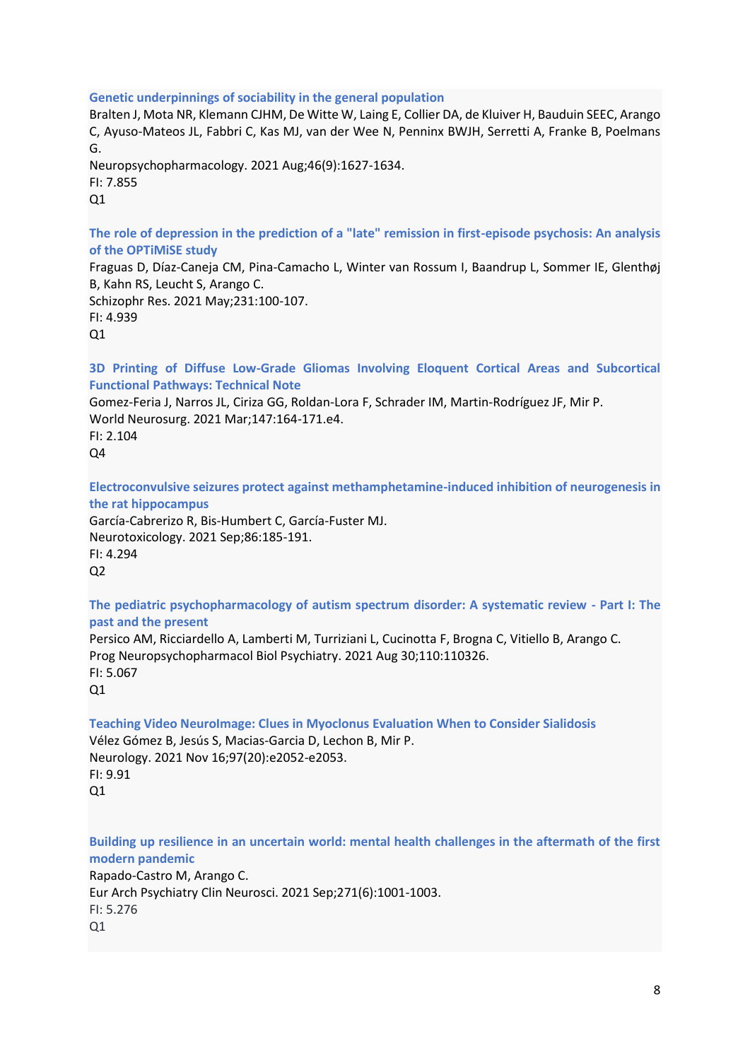**Genetic underpinnings of sociability in the general population**

Bralten J, Mota NR, Klemann CJHM, De Witte W, Laing E, Collier DA, de Kluiver H, Bauduin SEEC, Arango C, Ayuso-Mateos JL, Fabbri C, Kas MJ, van der Wee N, Penninx BWJH, Serretti A, Franke B, Poelmans G.

Neuropsychopharmacology. 2021 Aug;46(9):1627-1634.

FI: 7.855

Q1

**The role of depression in the prediction of a "late" remission in first-episode psychosis: An analysis of the OPTiMiSE study**

Fraguas D, Díaz-Caneja CM, Pina-Camacho L, Winter van Rossum I, Baandrup L, Sommer IE, Glenthøj B, Kahn RS, Leucht S, Arango C.

Schizophr Res. 2021 May;231:100-107.

FI: 4.939

Q1

**3D Printing of Diffuse Low-Grade Gliomas Involving Eloquent Cortical Areas and Subcortical Functional Pathways: Technical Note**

Gomez-Feria J, Narros JL, Ciriza GG, Roldan-Lora F, Schrader IM, Martin-Rodríguez JF, Mir P.

World Neurosurg. 2021 Mar;147:164-171.e4.

FI: 2.104

Q4

**Electroconvulsive seizures protect against methamphetamine-induced inhibition of neurogenesis in the rat hippocampus**

García-Cabrerizo R, Bis-Humbert C, García-Fuster MJ.

Neurotoxicology. 2021 Sep;86:185-191.

FI: 4.294

Q2

**The pediatric psychopharmacology of autism spectrum disorder: A systematic review - Part I: The past and the present**

Persico AM, Ricciardello A, Lamberti M, Turriziani L, Cucinotta F, Brogna C, Vitiello B, Arango C.

Prog Neuropsychopharmacol Biol Psychiatry. 2021 Aug 30;110:110326.

FI: 5.067

Q1

**Teaching Video NeuroImage: Clues in Myoclonus Evaluation When to Consider Sialidosis**

Vélez Gómez B, Jesús S, Macias-Garcia D, Lechon B, Mir P.

Neurology. 2021 Nov 16;97(20):e2052-e2053.

FI: 9.91

Q1

**Building up resilience in an uncertain world: mental health challenges in the aftermath of the first modern pandemic**

Rapado-Castro M, Arango C.

Eur Arch Psychiatry Clin Neurosci. 2021 Sep;271(6):1001-1003.

FI: 5.276

Q1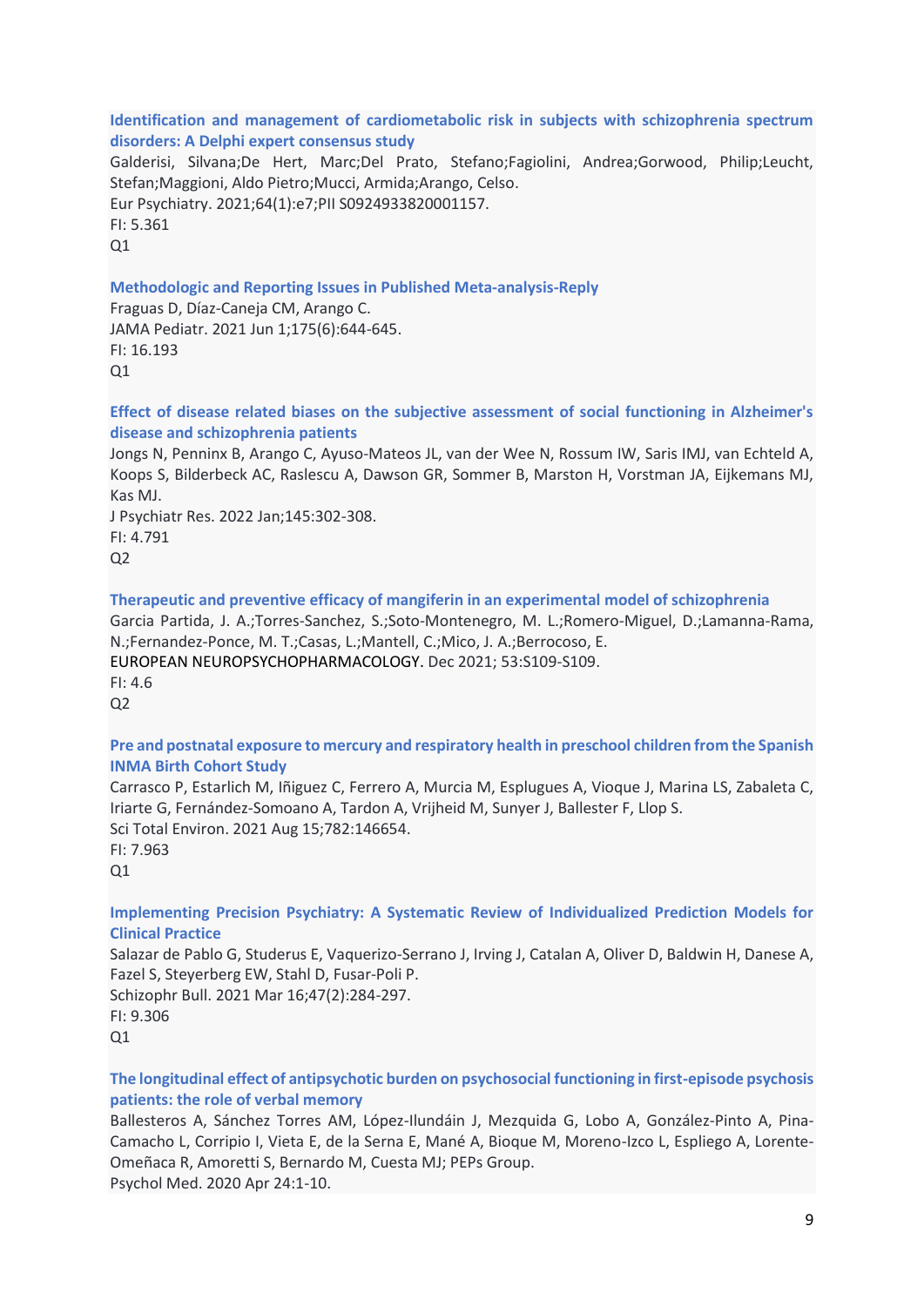**Identification and management of cardiometabolic risk in subjects with schizophrenia spectrum disorders: A Delphi expert consensus study**

Galderisi, Silvana;De Hert, Marc;Del Prato, Stefano;Fagiolini, Andrea;Gorwood, Philip;Leucht, Stefan;Maggioni, Aldo Pietro;Mucci, Armida;Arango, Celso.
Eur Psychiatry. 2021;64(1):e7;PII S0924933820001157.
FI: 5.361
Q1

**Methodologic and Reporting Issues in Published Meta-analysis-Reply**

Fraguas D, Díaz-Caneja CM, Arango C.
JAMA Pediatr. 2021 Jun 1;175(6):644-645.
FI: 16.193
Q1

**Effect of disease related biases on the subjective assessment of social functioning in Alzheimer's disease and schizophrenia patients**

Jongs N, Penninx B, Arango C, Ayuso-Mateos JL, van der Wee N, Rossum IW, Saris IMJ, van Echteld A, Koops S, Bilderbeck AC, Raslescu A, Dawson GR, Sommer B, Marston H, Vorstman JA, Eijkemans MJ, Kas MJ.
J Psychiatr Res. 2022 Jan;145:302-308.
FI: 4.791
Q2

**Therapeutic and preventive efficacy of mangiferin in an experimental model of schizophrenia**

Garcia Partida, J. A.;Torres-Sanchez, S.;Soto-Montenegro, M. L.;Romero-Miguel, D.;Lamanna-Rama, N.;Fernandez-Ponce, M. T.;Casas, L.;Mantell, C.;Mico, J. A.;Berrocoso, E.
EUROPEAN NEUROPSYCHOPHARMACOLOGY. Dec 2021; 53:S109-S109.
FI: 4.6
Q2

**Pre and postnatal exposure to mercury and respiratory health in preschool children from the Spanish INMA Birth Cohort Study**

Carrasco P, Estarlich M, Iñiguez C, Ferrero A, Murcia M, Esplugues A, Vioque J, Marina LS, Zabaleta C, Iriarte G, Fernández-Somoano A, Tardon A, Vrijheid M, Sunyer J, Ballester F, Llop S.
Sci Total Environ. 2021 Aug 15;782:146654.
FI: 7.963
Q1

**Implementing Precision Psychiatry: A Systematic Review of Individualized Prediction Models for Clinical Practice**

Salazar de Pablo G, Studerus E, Vaquerizo-Serrano J, Irving J, Catalan A, Oliver D, Baldwin H, Danese A, Fazel S, Steyerberg EW, Stahl D, Fusar-Poli P.
Schizophr Bull. 2021 Mar 16;47(2):284-297.
FI: 9.306
Q1

**The longitudinal effect of antipsychotic burden on psychosocial functioning in first-episode psychosis patients: the role of verbal memory**

Ballesteros A, Sánchez Torres AM, López-Ilundáin J, Mezquida G, Lobo A, González-Pinto A, Pina-Camacho L, Corripio I, Vieta E, de la Serna E, Mané A, Bioque M, Moreno-Izco L, Espliego A, Lorente-Omeñaca R, Amoretti S, Bernardo M, Cuesta MJ; PEPs Group.
Psychol Med. 2020 Apr 24:1-10.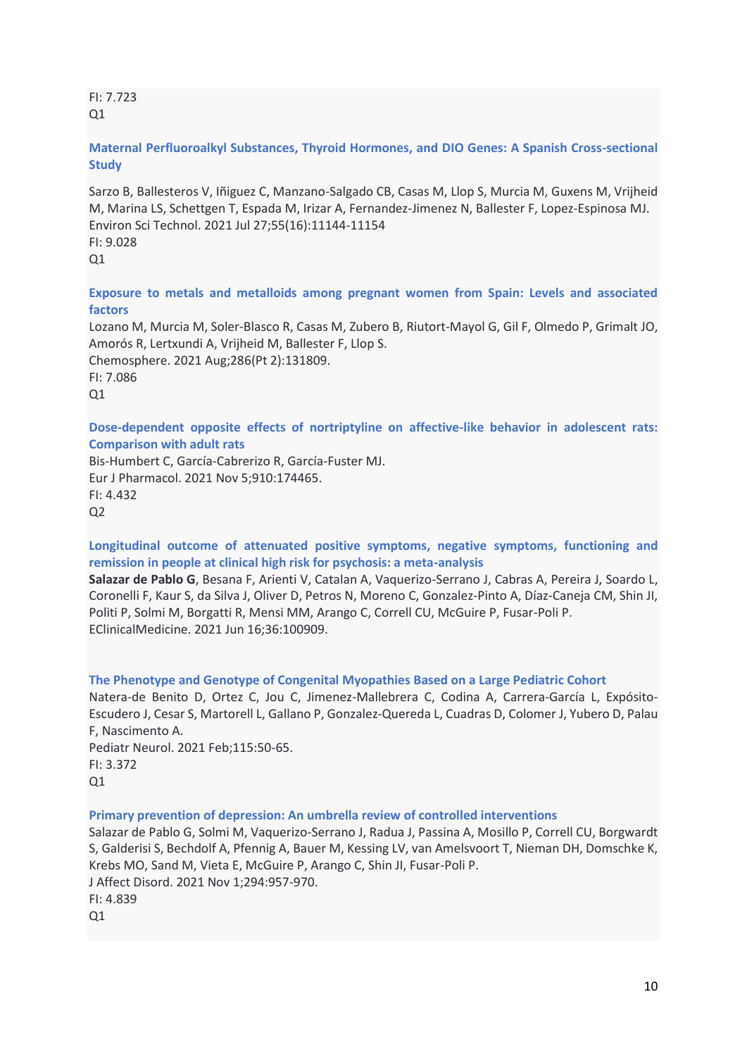FI: 7.723
Q1

**Maternal Perfluoroalkyl Substances, Thyroid Hormones, and DIO Genes: A Spanish Cross-sectional Study**

Sarzo B, Ballesteros V, Iñiguez C, Manzano-Salgado CB, Casas M, Llop S, Murcia M, Guxens M, Vrijheid M, Marina LS, Schettgen T, Espada M, Irizar A, Fernandez-Jimenez N, Ballester F, Lopez-Espinosa MJ.
Environ Sci Technol. 2021 Jul 27;55(16):11144-11154
FI: 9.028
Q1

**Exposure to metals and metalloids among pregnant women from Spain: Levels and associated factors**
Lozano M, Murcia M, Soler-Blasco R, Casas M, Zubero B, Riutort-Mayol G, Gil F, Olmedo P, Grimalt JO, Amorós R, Lertxundi A, Vrijheid M, Ballester F, Llop S.
Chemosphere. 2021 Aug;286(Pt 2):131809.
FI: 7.086
Q1

**Dose-dependent opposite effects of nortriptyline on affective-like behavior in adolescent rats: Comparison with adult rats**
Bis-Humbert C, García-Cabrerizo R, García-Fuster MJ.
Eur J Pharmacol. 2021 Nov 5;910:174465.
FI: 4.432
Q2

**Longitudinal outcome of attenuated positive symptoms, negative symptoms, functioning and remission in people at clinical high risk for psychosis: a meta-analysis**
**Salazar de Pablo G**, Besana F, Arienti V, Catalan A, Vaquerizo-Serrano J, Cabras A, Pereira J, Soardo L, Coronelli F, Kaur S, da Silva J, Oliver D, Petros N, Moreno C, Gonzalez-Pinto A, Díaz-Caneja CM, Shin JI, Politi P, Solmi M, Borgatti R, Mensi MM, Arango C, Correll CU, McGuire P, Fusar-Poli P.
EClinicalMedicine. 2021 Jun 16;36:100909.

**The Phenotype and Genotype of Congenital Myopathies Based on a Large Pediatric Cohort**
Natera-de Benito D, Ortez C, Jou C, Jimenez-Mallebrera C, Codina A, Carrera-García L, Expósito-Escudero J, Cesar S, Martorell L, Gallano P, Gonzalez-Quereda L, Cuadras D, Colomer J, Yubero D, Palau F, Nascimento A.
Pediatr Neurol. 2021 Feb;115:50-65.
FI: 3.372
Q1

**Primary prevention of depression: An umbrella review of controlled interventions**
Salazar de Pablo G, Solmi M, Vaquerizo-Serrano J, Radua J, Passina A, Mosillo P, Correll CU, Borgwardt S, Galderisi S, Bechdolf A, Pfennig A, Bauer M, Kessing LV, van Amelsvoort T, Nieman DH, Domschke K, Krebs MO, Sand M, Vieta E, McGuire P, Arango C, Shin JI, Fusar-Poli P.
J Affect Disord. 2021 Nov 1;294:957-970.
FI: 4.839
Q1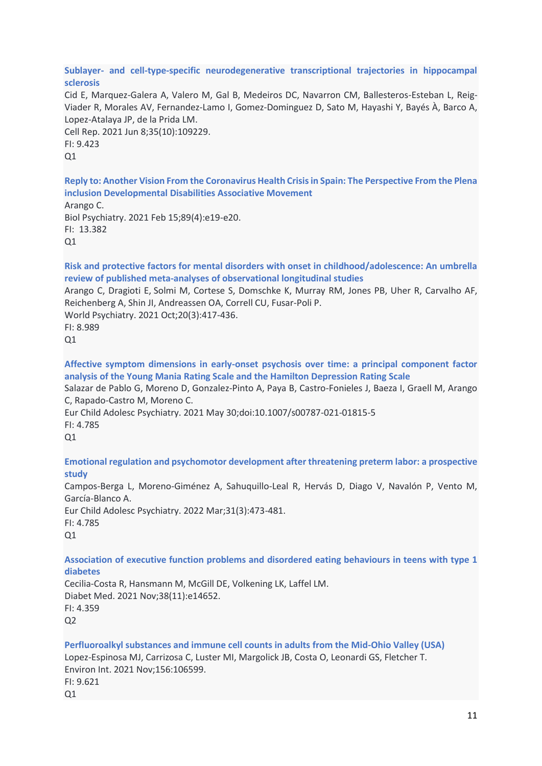**Sublayer- and cell-type-specific neurodegenerative transcriptional trajectories in hippocampal sclerosis**
Cid E, Marquez-Galera A, Valero M, Gal B, Medeiros DC, Navarron CM, Ballesteros-Esteban L, Reig-Viader R, Morales AV, Fernandez-Lamo I, Gomez-Dominguez D, Sato M, Hayashi Y, Bayés À, Barco A, Lopez-Atalaya JP, de la Prida LM.
Cell Rep. 2021 Jun 8;35(10):109229.
FI: 9.423
Q1

**Reply to: Another Vision From the Coronavirus Health Crisis in Spain: The Perspective From the Plena inclusion Developmental Disabilities Associative Movement**
Arango C.
Biol Psychiatry. 2021 Feb 15;89(4):e19-e20.
FI: 13.382
Q1

**Risk and protective factors for mental disorders with onset in childhood/adolescence: An umbrella review of published meta-analyses of observational longitudinal studies**
Arango C, Dragioti E, Solmi M, Cortese S, Domschke K, Murray RM, Jones PB, Uher R, Carvalho AF, Reichenberg A, Shin JI, Andreassen OA, Correll CU, Fusar-Poli P.
World Psychiatry. 2021 Oct;20(3):417-436.
FI: 8.989
Q1

**Affective symptom dimensions in early-onset psychosis over time: a principal component factor analysis of the Young Mania Rating Scale and the Hamilton Depression Rating Scale**
Salazar de Pablo G, Moreno D, Gonzalez-Pinto A, Paya B, Castro-Fonieles J, Baeza I, Graell M, Arango C, Rapado-Castro M, Moreno C.
Eur Child Adolesc Psychiatry. 2021 May 30;doi:10.1007/s00787-021-01815-5
FI: 4.785
Q1

**Emotional regulation and psychomotor development after threatening preterm labor: a prospective study**
Campos-Berga L, Moreno-Giménez A, Sahuquillo-Leal R, Hervás D, Diago V, Navalón P, Vento M, García-Blanco A.
Eur Child Adolesc Psychiatry. 2022 Mar;31(3):473-481.
FI: 4.785
Q1

**Association of executive function problems and disordered eating behaviours in teens with type 1 diabetes**
Cecilia-Costa R, Hansmann M, McGill DE, Volkening LK, Laffel LM.
Diabet Med. 2021 Nov;38(11):e14652.
FI: 4.359
Q2

**Perfluoroalkyl substances and immune cell counts in adults from the Mid-Ohio Valley (USA)**
Lopez-Espinosa MJ, Carrizosa C, Luster MI, Margolick JB, Costa O, Leonardi GS, Fletcher T.
Environ Int. 2021 Nov;156:106599.
FI: 9.621
Q1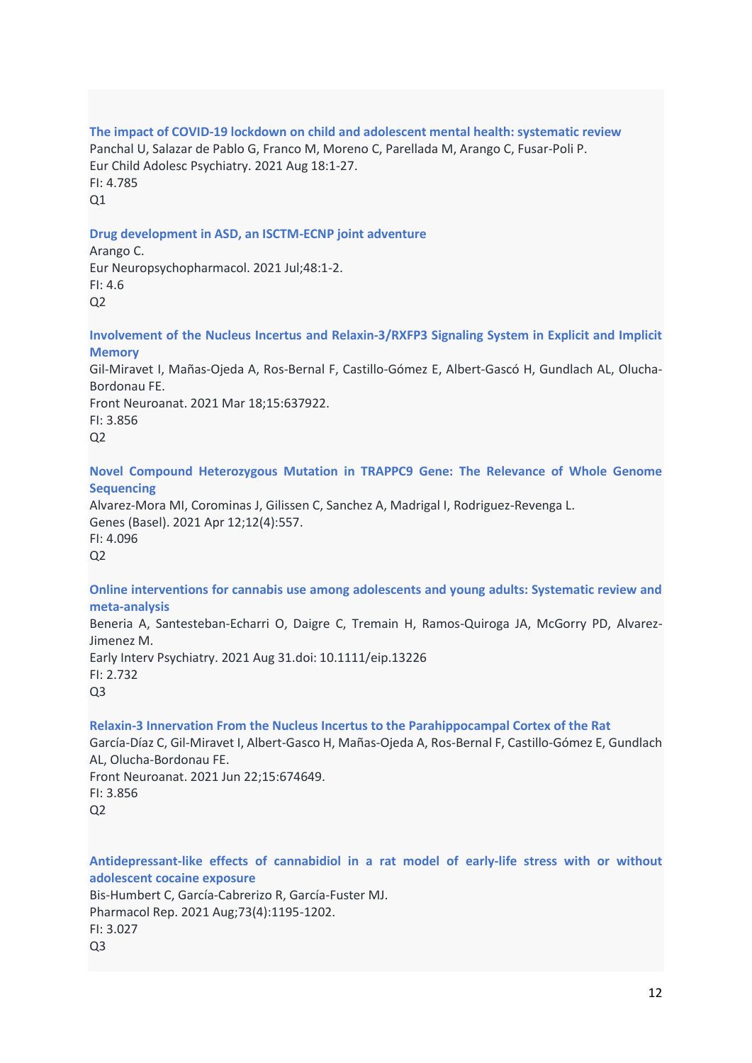**The impact of COVID-19 lockdown on child and adolescent mental health: systematic review**
Panchal U, Salazar de Pablo G, Franco M, Moreno C, Parellada M, Arango C, Fusar-Poli P.
Eur Child Adolesc Psychiatry. 2021 Aug 18:1-27.
FI: 4.785
Q1

**Drug development in ASD, an ISCTM-ECNP joint adventure**
Arango C.
Eur Neuropsychopharmacol. 2021 Jul;48:1-2.
FI: 4.6
Q2

**Involvement of the Nucleus Incertus and Relaxin-3/RXFP3 Signaling System in Explicit and Implicit Memory**
Gil-Miravet I, Mañas-Ojeda A, Ros-Bernal F, Castillo-Gómez E, Albert-Gascó H, Gundlach AL, Olucha-Bordonau FE.
Front Neuroanat. 2021 Mar 18;15:637922.
FI: 3.856
Q2

**Novel Compound Heterozygous Mutation in TRAPPC9 Gene: The Relevance of Whole Genome Sequencing**
Alvarez-Mora MI, Corominas J, Gilissen C, Sanchez A, Madrigal I, Rodriguez-Revenga L.
Genes (Basel). 2021 Apr 12;12(4):557.
FI: 4.096
Q2

**Online interventions for cannabis use among adolescents and young adults: Systematic review and meta-analysis**
Beneria A, Santesteban-Echarri O, Daigre C, Tremain H, Ramos-Quiroga JA, McGorry PD, Alvarez-Jimenez M.
Early Interv Psychiatry. 2021 Aug 31.doi: 10.1111/eip.13226
FI: 2.732
Q3

**Relaxin-3 Innervation From the Nucleus Incertus to the Parahippocampal Cortex of the Rat**
García-Díaz C, Gil-Miravet I, Albert-Gasco H, Mañas-Ojeda A, Ros-Bernal F, Castillo-Gómez E, Gundlach AL, Olucha-Bordonau FE.
Front Neuroanat. 2021 Jun 22;15:674649.
FI: 3.856
Q2

**Antidepressant-like effects of cannabidiol in a rat model of early-life stress with or without adolescent cocaine exposure**
Bis-Humbert C, García-Cabrerizo R, García-Fuster MJ.
Pharmacol Rep. 2021 Aug;73(4):1195-1202.
FI: 3.027
Q3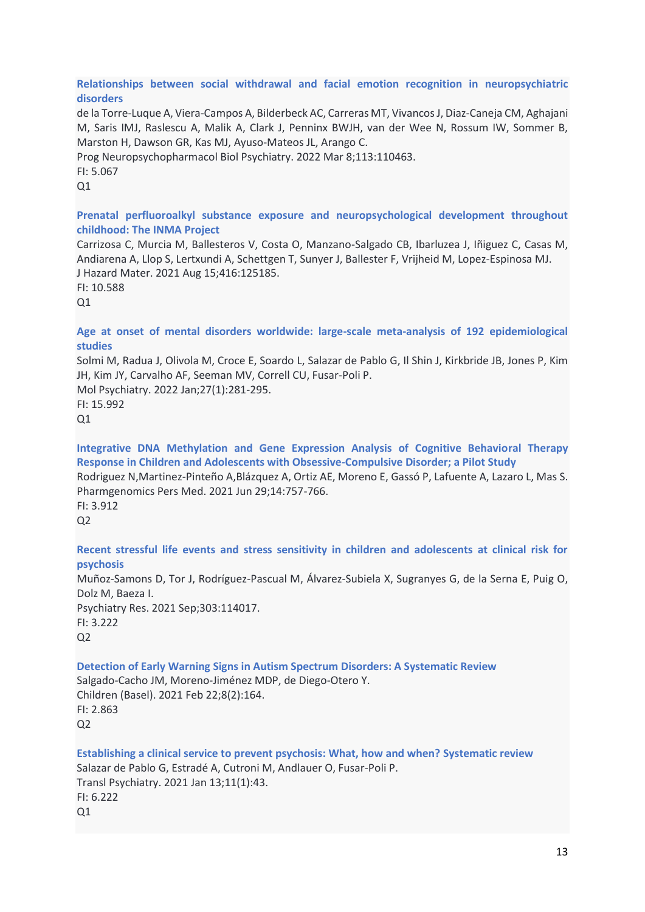**Relationships between social withdrawal and facial emotion recognition in neuropsychiatric disorders**

de la Torre-Luque A, Viera-Campos A, Bilderbeck AC, Carreras MT, Vivancos J, Diaz-Caneja CM, Aghajani M, Saris IMJ, Raslescu A, Malik A, Clark J, Penninx BWJH, van der Wee N, Rossum IW, Sommer B, Marston H, Dawson GR, Kas MJ, Ayuso-Mateos JL, Arango C.
Prog Neuropsychopharmacol Biol Psychiatry. 2022 Mar 8;113:110463.
FI: 5.067
Q1

**Prenatal perfluoroalkyl substance exposure and neuropsychological development throughout childhood: The INMA Project**

Carrizosa C, Murcia M, Ballesteros V, Costa O, Manzano-Salgado CB, Ibarluzea J, Iñiguez C, Casas M, Andiarena A, Llop S, Lertxundi A, Schettgen T, Sunyer J, Ballester F, Vrijheid M, Lopez-Espinosa MJ.
J Hazard Mater. 2021 Aug 15;416:125185.
FI: 10.588
Q1

**Age at onset of mental disorders worldwide: large-scale meta-analysis of 192 epidemiological studies**

Solmi M, Radua J, Olivola M, Croce E, Soardo L, Salazar de Pablo G, Il Shin J, Kirkbride JB, Jones P, Kim JH, Kim JY, Carvalho AF, Seeman MV, Correll CU, Fusar-Poli P.
Mol Psychiatry. 2022 Jan;27(1):281-295.
FI: 15.992
Q1

**Integrative DNA Methylation and Gene Expression Analysis of Cognitive Behavioral Therapy Response in Children and Adolescents with Obsessive-Compulsive Disorder; a Pilot Study**

Rodriguez N,Martinez-Pinteño A,Blázquez A, Ortiz AE, Moreno E, Gassó P, Lafuente A, Lazaro L, Mas S.
Pharmgenomics Pers Med. 2021 Jun 29;14:757-766.
FI: 3.912
Q2

**Recent stressful life events and stress sensitivity in children and adolescents at clinical risk for psychosis**

Muñoz-Samons D, Tor J, Rodríguez-Pascual M, Álvarez-Subiela X, Sugranyes G, de la Serna E, Puig O, Dolz M, Baeza I.
Psychiatry Res. 2021 Sep;303:114017.
FI: 3.222
Q2

**Detection of Early Warning Signs in Autism Spectrum Disorders: A Systematic Review**

Salgado-Cacho JM, Moreno-Jiménez MDP, de Diego-Otero Y.
Children (Basel). 2021 Feb 22;8(2):164.
FI: 2.863
Q2

**Establishing a clinical service to prevent psychosis: What, how and when? Systematic review**

Salazar de Pablo G, Estradé A, Cutroni M, Andlauer O, Fusar-Poli P.
Transl Psychiatry. 2021 Jan 13;11(1):43.
FI: 6.222
Q1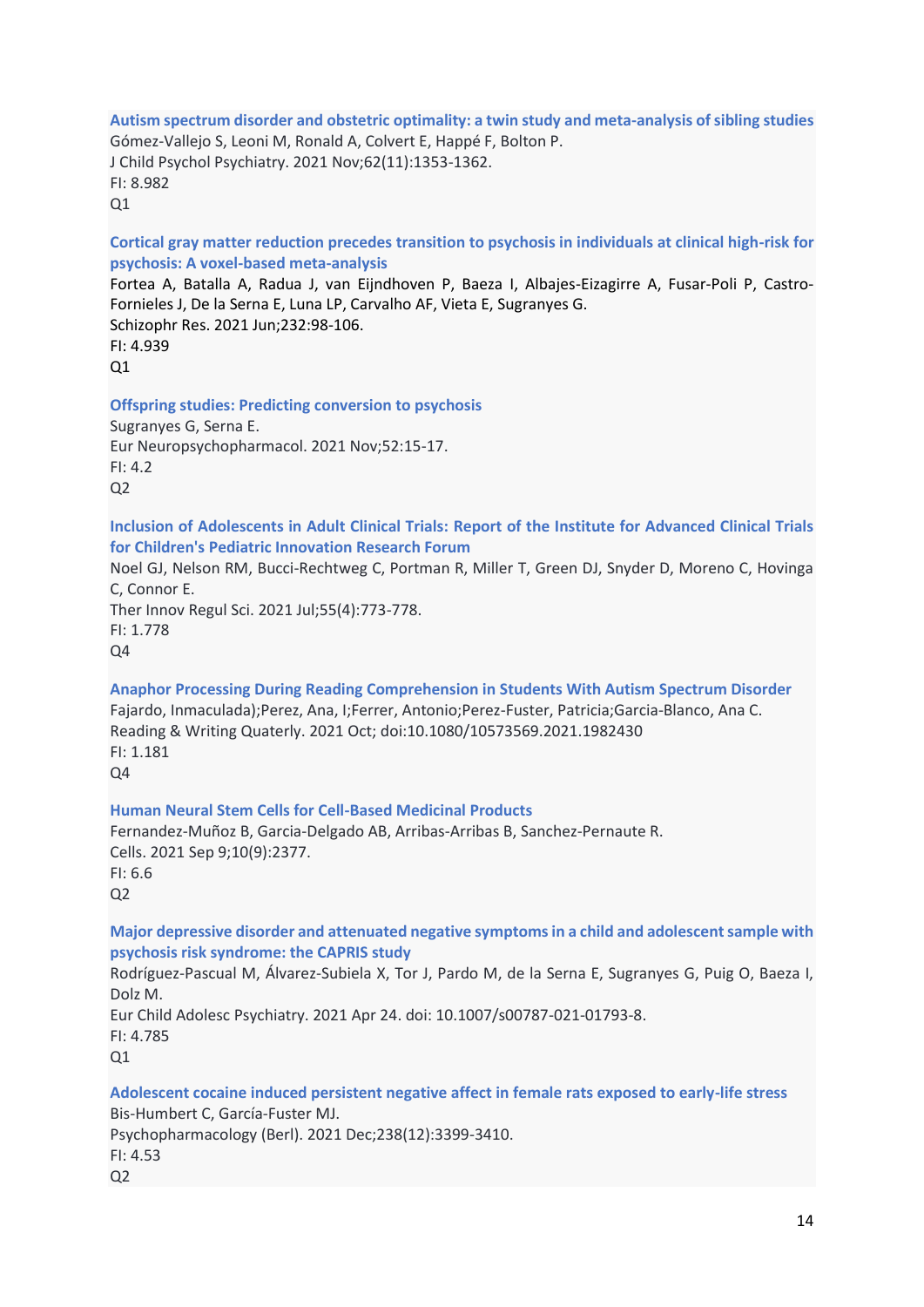**Autism spectrum disorder and obstetric optimality: a twin study and meta-analysis of sibling studies**
Gómez-Vallejo S, Leoni M, Ronald A, Colvert E, Happé F, Bolton P.
J Child Psychol Psychiatry. 2021 Nov;62(11):1353-1362.
FI: 8.982
Q1

**Cortical gray matter reduction precedes transition to psychosis in individuals at clinical high-risk for psychosis: A voxel-based meta-analysis**
Fortea A, Batalla A, Radua J, van Eijndhoven P, Baeza I, Albajes-Eizagirre A, Fusar-Poli P, Castro-Fornieles J, De la Serna E, Luna LP, Carvalho AF, Vieta E, Sugranyes G.
Schizophr Res. 2021 Jun;232:98-106.
FI: 4.939
Q1

**Offspring studies: Predicting conversion to psychosis**
Sugranyes G, Serna E.
Eur Neuropsychopharmacol. 2021 Nov;52:15-17.
FI: 4.2
Q2

**Inclusion of Adolescents in Adult Clinical Trials: Report of the Institute for Advanced Clinical Trials for Children's Pediatric Innovation Research Forum**
Noel GJ, Nelson RM, Bucci-Rechtweg C, Portman R, Miller T, Green DJ, Snyder D, Moreno C, Hovinga C, Connor E.
Ther Innov Regul Sci. 2021 Jul;55(4):773-778.
FI: 1.778
Q4

**Anaphor Processing During Reading Comprehension in Students With Autism Spectrum Disorder**
Fajardo, Inmaculada);Perez, Ana, I;Ferrer, Antonio;Perez-Fuster, Patricia;Garcia-Blanco, Ana C.
Reading & Writing Quaterly. 2021 Oct; doi:10.1080/10573569.2021.1982430
FI: 1.181
Q4

**Human Neural Stem Cells for Cell-Based Medicinal Products**
Fernandez-Muñoz B, Garcia-Delgado AB, Arribas-Arribas B, Sanchez-Pernaute R.
Cells. 2021 Sep 9;10(9):2377.
FI: 6.6
Q2

**Major depressive disorder and attenuated negative symptoms in a child and adolescent sample with psychosis risk syndrome: the CAPRIS study**
Rodríguez-Pascual M, Álvarez-Subiela X, Tor J, Pardo M, de la Serna E, Sugranyes G, Puig O, Baeza I, Dolz M.
Eur Child Adolesc Psychiatry. 2021 Apr 24. doi: 10.1007/s00787-021-01793-8.
FI: 4.785
Q1

**Adolescent cocaine induced persistent negative affect in female rats exposed to early-life stress**
Bis-Humbert C, García-Fuster MJ.
Psychopharmacology (Berl). 2021 Dec;238(12):3399-3410.
FI: 4.53
Q2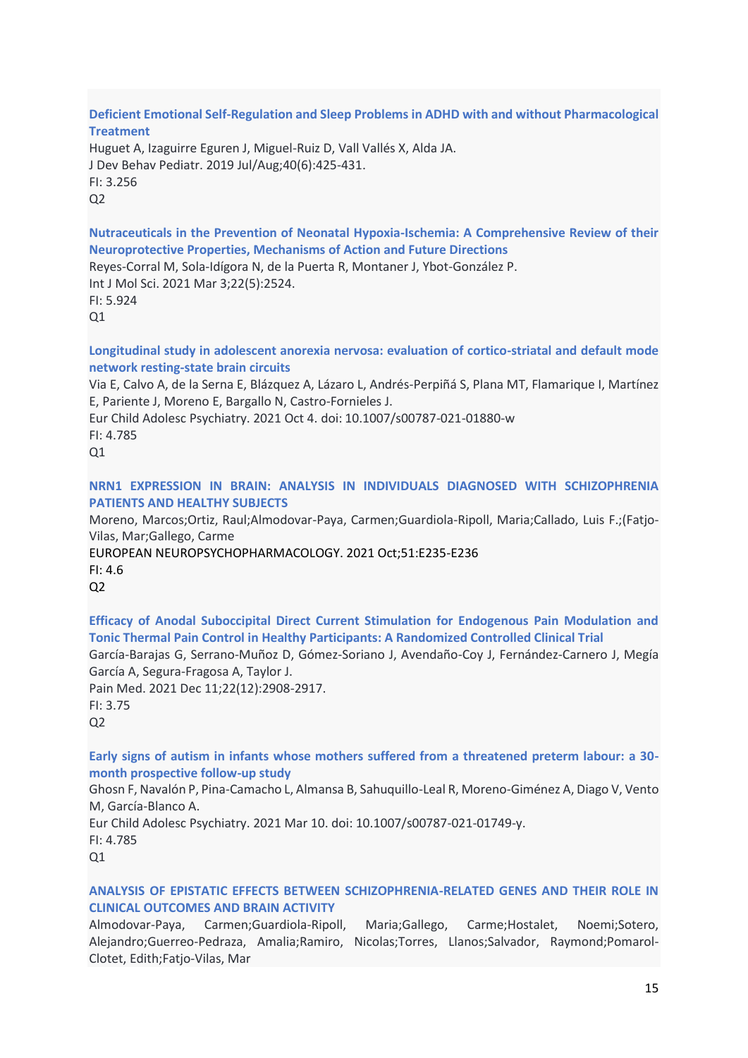**Deficient Emotional Self-Regulation and Sleep Problems in ADHD with and without Pharmacological Treatment**

Huguet A, Izaguirre Eguren J, Miguel-Ruiz D, Vall Vallés X, Alda JA.
J Dev Behav Pediatr. 2019 Jul/Aug;40(6):425-431.
FI: 3.256
Q2

**Nutraceuticals in the Prevention of Neonatal Hypoxia-Ischemia: A Comprehensive Review of their Neuroprotective Properties, Mechanisms of Action and Future Directions**

Reyes-Corral M, Sola-Idígora N, de la Puerta R, Montaner J, Ybot-González P.
Int J Mol Sci. 2021 Mar 3;22(5):2524.
FI: 5.924
Q1

**Longitudinal study in adolescent anorexia nervosa: evaluation of cortico-striatal and default mode network resting-state brain circuits**

Via E, Calvo A, de la Serna E, Blázquez A, Lázaro L, Andrés-Perpiñá S, Plana MT, Flamarique I, Martínez E, Pariente J, Moreno E, Bargallo N, Castro-Fornieles J.
Eur Child Adolesc Psychiatry. 2021 Oct 4. doi: 10.1007/s00787-021-01880-w
FI: 4.785
Q1

**NRN1 EXPRESSION IN BRAIN: ANALYSIS IN INDIVIDUALS DIAGNOSED WITH SCHIZOPHRENIA PATIENTS AND HEALTHY SUBJECTS**

Moreno, Marcos;Ortiz, Raul;Almodovar-Paya, Carmen;Guardiola-Ripoll, Maria;Callado, Luis F.;(Fatjo-Vilas, Mar;Gallego, Carme
EUROPEAN NEUROPSYCHOPHARMACOLOGY. 2021 Oct;51:E235-E236
FI: 4.6
Q2

**Efficacy of Anodal Suboccipital Direct Current Stimulation for Endogenous Pain Modulation and Tonic Thermal Pain Control in Healthy Participants: A Randomized Controlled Clinical Trial**

García-Barajas G, Serrano-Muñoz D, Gómez-Soriano J, Avendaño-Coy J, Fernández-Carnero J, Megía García A, Segura-Fragosa A, Taylor J.
Pain Med. 2021 Dec 11;22(12):2908-2917.
FI: 3.75
Q2

**Early signs of autism in infants whose mothers suffered from a threatened preterm labour: a 30-month prospective follow-up study**

Ghosn F, Navalón P, Pina-Camacho L, Almansa B, Sahuquillo-Leal R, Moreno-Giménez A, Diago V, Vento M, García-Blanco A.
Eur Child Adolesc Psychiatry. 2021 Mar 10. doi: 10.1007/s00787-021-01749-y.
FI: 4.785
Q1

**ANALYSIS OF EPISTATIC EFFECTS BETWEEN SCHIZOPHRENIA-RELATED GENES AND THEIR ROLE IN CLINICAL OUTCOMES AND BRAIN ACTIVITY**

Almodovar-Paya, Carmen;Guardiola-Ripoll, Maria;Gallego, Carme;Hostalet, Noemi;Sotero, Alejandro;Guerreo-Pedraza, Amalia;Ramiro, Nicolas;Torres, Llanos;Salvador, Raymond;Pomarol-Clotet, Edith;Fatjo-Vilas, Mar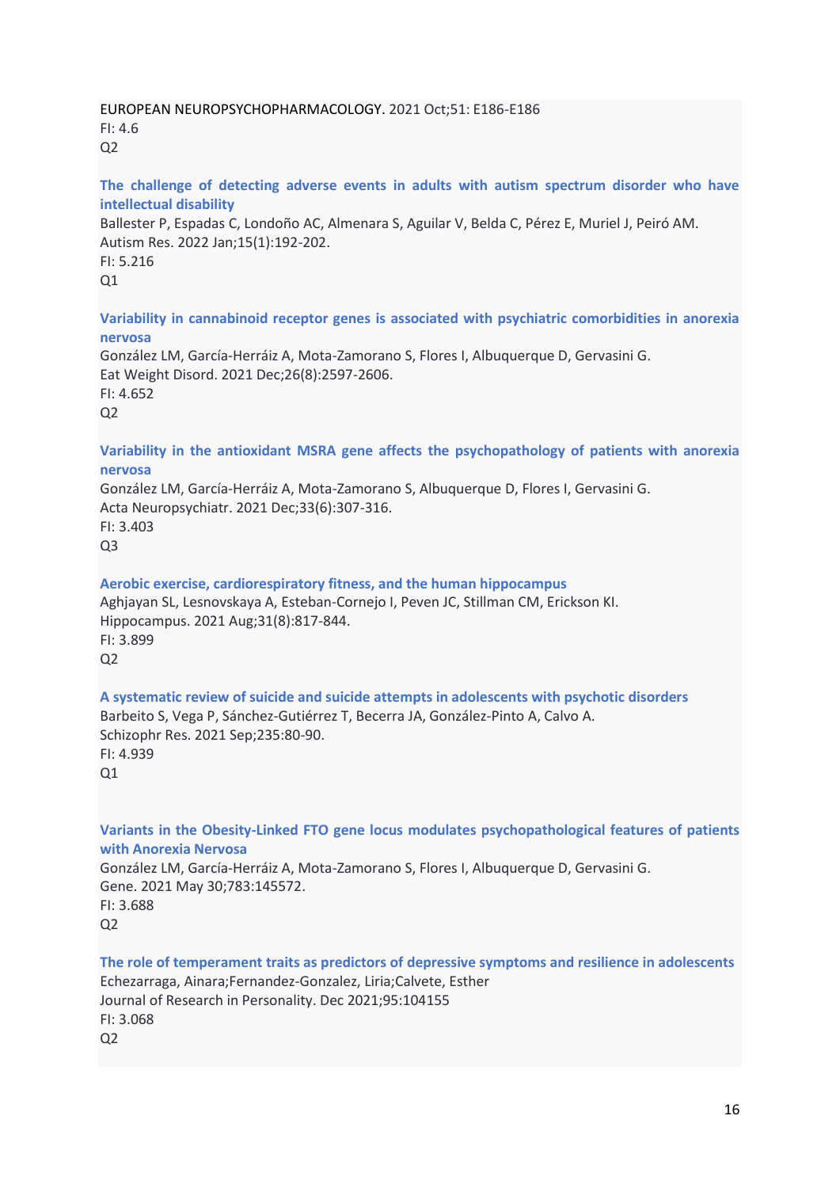EUROPEAN NEUROPSYCHOPHARMACOLOGY. 2021 Oct;51: E186-E186
FI: 4.6
Q2

**The challenge of detecting adverse events in adults with autism spectrum disorder who have intellectual disability**
Ballester P, Espadas C, Londoño AC, Almenara S, Aguilar V, Belda C, Pérez E, Muriel J, Peiró AM.
Autism Res. 2022 Jan;15(1):192-202.
FI: 5.216
Q1

**Variability in cannabinoid receptor genes is associated with psychiatric comorbidities in anorexia nervosa**
González LM, García-Herráiz A, Mota-Zamorano S, Flores I, Albuquerque D, Gervasini G.
Eat Weight Disord. 2021 Dec;26(8):2597-2606.
FI: 4.652
Q2

**Variability in the antioxidant MSRA gene affects the psychopathology of patients with anorexia nervosa**
González LM, García-Herráiz A, Mota-Zamorano S, Albuquerque D, Flores I, Gervasini G.
Acta Neuropsychiatr. 2021 Dec;33(6):307-316.
FI: 3.403
Q3

**Aerobic exercise, cardiorespiratory fitness, and the human hippocampus**
Aghjayan SL, Lesnovskaya A, Esteban-Cornejo I, Peven JC, Stillman CM, Erickson KI.
Hippocampus. 2021 Aug;31(8):817-844.
FI: 3.899
Q2

**A systematic review of suicide and suicide attempts in adolescents with psychotic disorders**
Barbeito S, Vega P, Sánchez-Gutiérrez T, Becerra JA, González-Pinto A, Calvo A.
Schizophr Res. 2021 Sep;235:80-90.
FI: 4.939
Q1

**Variants in the Obesity-Linked FTO gene locus modulates psychopathological features of patients with Anorexia Nervosa**
González LM, García-Herráiz A, Mota-Zamorano S, Flores I, Albuquerque D, Gervasini G.
Gene. 2021 May 30;783:145572.
FI: 3.688
Q2

**The role of temperament traits as predictors of depressive symptoms and resilience in adolescents**
Echezarraga, Ainara;Fernandez-Gonzalez, Liria;Calvete, Esther
Journal of Research in Personality. Dec 2021;95:104155
FI: 3.068
Q2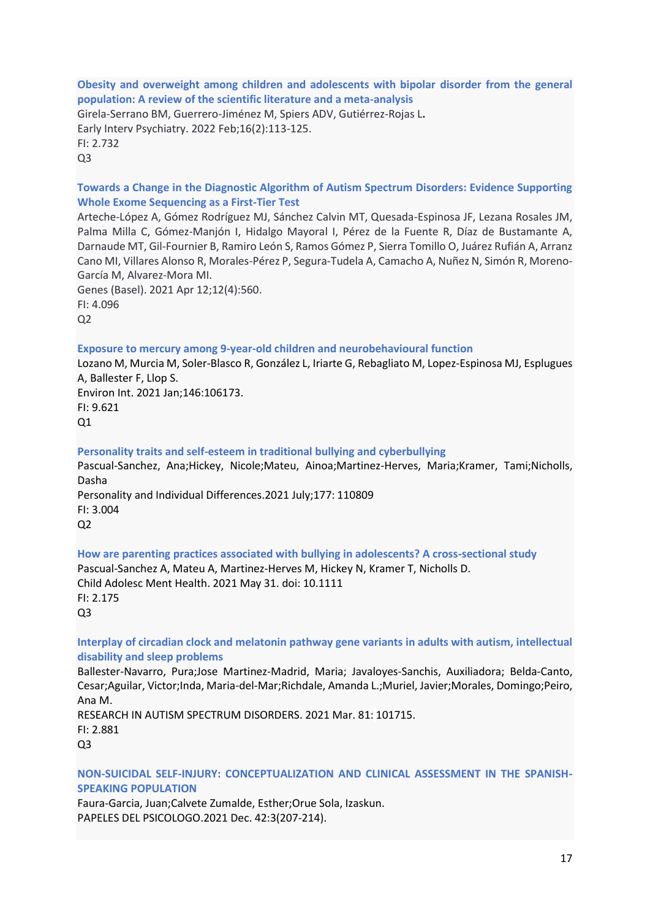**Obesity and overweight among children and adolescents with bipolar disorder from the general population: A review of the scientific literature and a meta-analysis**
Girela-Serrano BM, Guerrero-Jiménez M, Spiers ADV, Gutiérrez-Rojas L**.**
Early Interv Psychiatry. 2022 Feb;16(2):113-125.
FI: 2.732
Q3

**Towards a Change in the Diagnostic Algorithm of Autism Spectrum Disorders: Evidence Supporting Whole Exome Sequencing as a First-Tier Test**
Arteche-López A, Gómez Rodríguez MJ, Sánchez Calvin MT, Quesada-Espinosa JF, Lezana Rosales JM, Palma Milla C, Gómez-Manjón I, Hidalgo Mayoral I, Pérez de la Fuente R, Díaz de Bustamante A, Darnaude MT, Gil-Fournier B, Ramiro León S, Ramos Gómez P, Sierra Tomillo O, Juárez Rufián A, Arranz Cano MI, Villares Alonso R, Morales-Pérez P, Segura-Tudela A, Camacho A, Nuñez N, Simón R, Moreno-García M, Alvarez-Mora MI.
Genes (Basel). 2021 Apr 12;12(4):560.
FI: 4.096
Q2

**Exposure to mercury among 9-year-old children and neurobehavioural function**
Lozano M, Murcia M, Soler-Blasco R, González L, Iriarte G, Rebagliato M, Lopez-Espinosa MJ, Esplugues A, Ballester F, Llop S.
Environ Int. 2021 Jan;146:106173.
FI: 9.621
Q1

**Personality traits and self-esteem in traditional bullying and cyberbullying**
Pascual-Sanchez, Ana;Hickey, Nicole;Mateu, Ainoa;Martinez-Herves, Maria;Kramer, Tami;Nicholls, Dasha
Personality and Individual Differences.2021 July;177: 110809
FI: 3.004
Q2

**How are parenting practices associated with bullying in adolescents? A cross-sectional study**
Pascual-Sanchez A, Mateu A, Martinez-Herves M, Hickey N, Kramer T, Nicholls D.
Child Adolesc Ment Health. 2021 May 31. doi: 10.1111
FI: 2.175
Q3

**Interplay of circadian clock and melatonin pathway gene variants in adults with autism, intellectual disability and sleep problems**
Ballester-Navarro, Pura;Jose Martinez-Madrid, Maria; Javaloyes-Sanchis, Auxiliadora; Belda-Canto, Cesar;Aguilar, Victor;Inda, Maria-del-Mar;Richdale, Amanda L.;Muriel, Javier;Morales, Domingo;Peiro, Ana M.
RESEARCH IN AUTISM SPECTRUM DISORDERS. 2021 Mar. 81: 101715.
FI: 2.881
Q3

**NON-SUICIDAL SELF-INJURY: CONCEPTUALIZATION AND CLINICAL ASSESSMENT IN THE SPANISH-SPEAKING POPULATION**
Faura-Garcia, Juan;Calvete Zumalde, Esther;Orue Sola, Izaskun.
PAPELES DEL PSICOLOGO.2021 Dec. 42:3(207-214).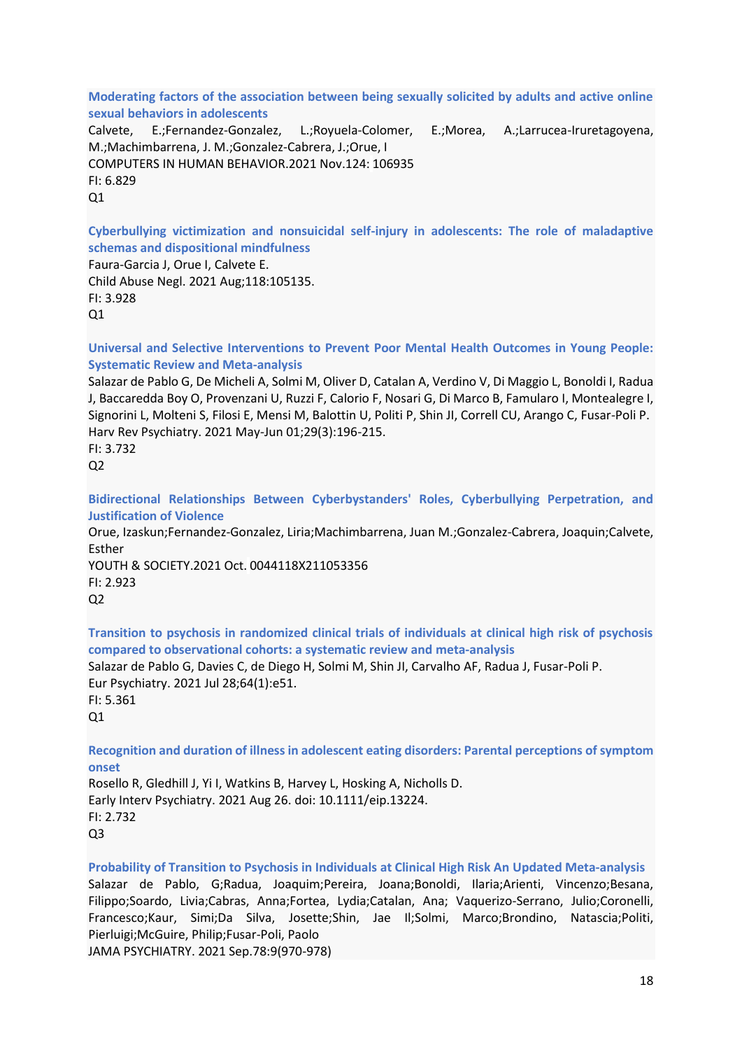**Moderating factors of the association between being sexually solicited by adults and active online sexual behaviors in adolescents**

Calvete, E.;Fernandez-Gonzalez, L.;Royuela-Colomer, E.;Morea, A.;Larrucea-Iruretagoyena, M.;Machimbarrena, J. M.;Gonzalez-Cabrera, J.;Orue, I

COMPUTERS IN HUMAN BEHAVIOR.2021 Nov.124: 106935

FI: 6.829

Q1

**Cyberbullying victimization and nonsuicidal self-injury in adolescents: The role of maladaptive schemas and dispositional mindfulness**

Faura-Garcia J, Orue I, Calvete E.

Child Abuse Negl. 2021 Aug;118:105135.

FI: 3.928

Q1

**Universal and Selective Interventions to Prevent Poor Mental Health Outcomes in Young People: Systematic Review and Meta-analysis**

Salazar de Pablo G, De Micheli A, Solmi M, Oliver D, Catalan A, Verdino V, Di Maggio L, Bonoldi I, Radua J, Baccaredda Boy O, Provenzani U, Ruzzi F, Calorio F, Nosari G, Di Marco B, Famularo I, Montealegre I, Signorini L, Molteni S, Filosi E, Mensi M, Balottin U, Politi P, Shin JI, Correll CU, Arango C, Fusar-Poli P.

Harv Rev Psychiatry. 2021 May-Jun 01;29(3):196-215.

FI: 3.732

Q2

**Bidirectional Relationships Between Cyberbystanders' Roles, Cyberbullying Perpetration, and Justification of Violence**

Orue, Izaskun;Fernandez-Gonzalez, Liria;Machimbarrena, Juan M.;Gonzalez-Cabrera, Joaquin;Calvete, Esther

YOUTH & SOCIETY.2021 Oct. 0044118X211053356

FI: 2.923

Q2

**Transition to psychosis in randomized clinical trials of individuals at clinical high risk of psychosis compared to observational cohorts: a systematic review and meta-analysis**

Salazar de Pablo G, Davies C, de Diego H, Solmi M, Shin JI, Carvalho AF, Radua J, Fusar-Poli P.

Eur Psychiatry. 2021 Jul 28;64(1):e51.

FI: 5.361

Q1

**Recognition and duration of illness in adolescent eating disorders: Parental perceptions of symptom onset**

Rosello R, Gledhill J, Yi I, Watkins B, Harvey L, Hosking A, Nicholls D.

Early Interv Psychiatry. 2021 Aug 26. doi: 10.1111/eip.13224.

FI: 2.732

Q3

**Probability of Transition to Psychosis in Individuals at Clinical High Risk An Updated Meta-analysis**

Salazar de Pablo, G;Radua, Joaquim;Pereira, Joana;Bonoldi, Ilaria;Arienti, Vincenzo;Besana, Filippo;Soardo, Livia;Cabras, Anna;Fortea, Lydia;Catalan, Ana; Vaquerizo-Serrano, Julio;Coronelli, Francesco;Kaur, Simi;Da Silva, Josette;Shin, Jae Il;Solmi, Marco;Brondino, Natascia;Politi, Pierluigi;McGuire, Philip;Fusar-Poli, Paolo

JAMA PSYCHIATRY. 2021 Sep.78:9(970-978)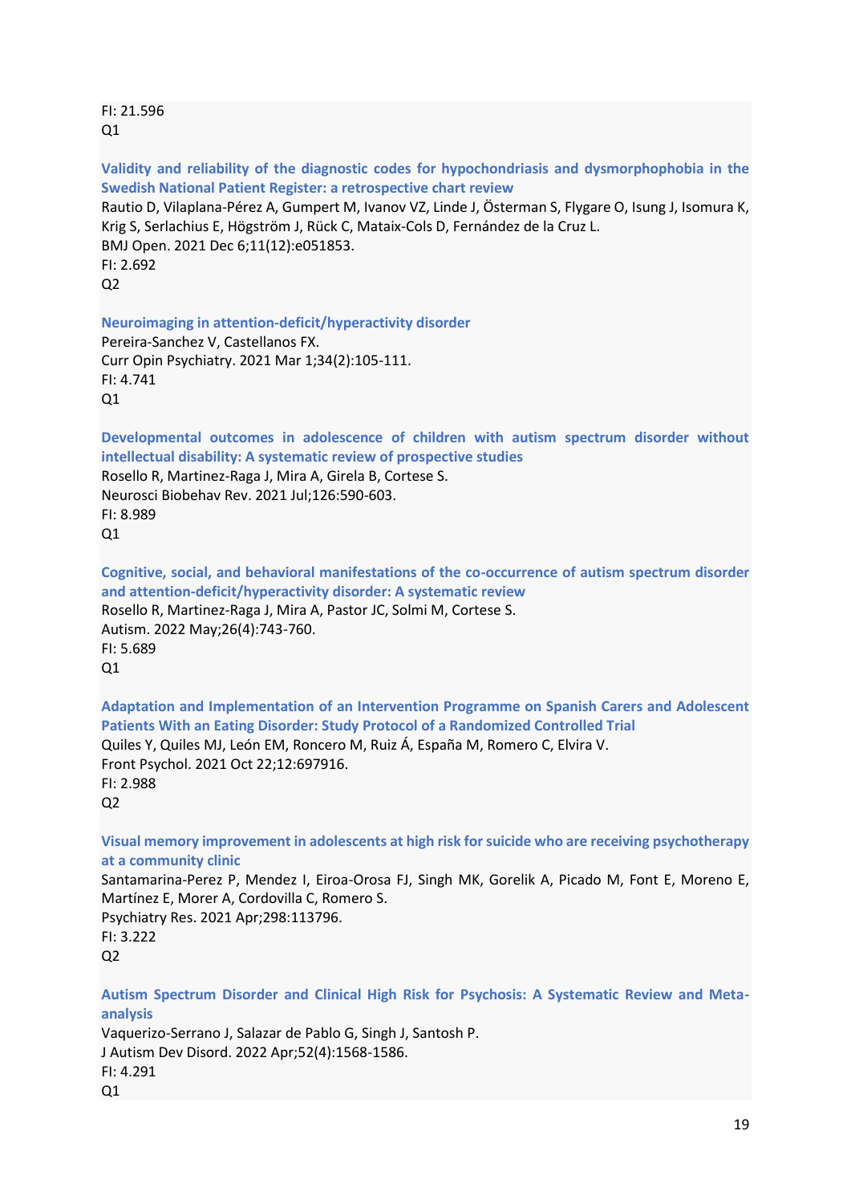FI: 21.596
Q1

**Validity and reliability of the diagnostic codes for hypochondriasis and dysmorphophobia in the Swedish National Patient Register: a retrospective chart review**
Rautio D, Vilaplana-Pérez A, Gumpert M, Ivanov VZ, Linde J, Österman S, Flygare O, Isung J, Isomura K, Krig S, Serlachius E, Högström J, Rück C, Mataix-Cols D, Fernández de la Cruz L.
BMJ Open. 2021 Dec 6;11(12):e051853.
FI: 2.692
Q2

**Neuroimaging in attention-deficit/hyperactivity disorder**
Pereira-Sanchez V, Castellanos FX.
Curr Opin Psychiatry. 2021 Mar 1;34(2):105-111.
FI: 4.741
Q1

**Developmental outcomes in adolescence of children with autism spectrum disorder without intellectual disability: A systematic review of prospective studies**
Rosello R, Martinez-Raga J, Mira A, Girela B, Cortese S.
Neurosci Biobehav Rev. 2021 Jul;126:590-603.
FI: 8.989
Q1

**Cognitive, social, and behavioral manifestations of the co-occurrence of autism spectrum disorder and attention-deficit/hyperactivity disorder: A systematic review**
Rosello R, Martinez-Raga J, Mira A, Pastor JC, Solmi M, Cortese S.
Autism. 2022 May;26(4):743-760.
FI: 5.689
Q1

**Adaptation and Implementation of an Intervention Programme on Spanish Carers and Adolescent Patients With an Eating Disorder: Study Protocol of a Randomized Controlled Trial**
Quiles Y, Quiles MJ, León EM, Roncero M, Ruiz Á, España M, Romero C, Elvira V.
Front Psychol. 2021 Oct 22;12:697916.
FI: 2.988
Q2

**Visual memory improvement in adolescents at high risk for suicide who are receiving psychotherapy at a community clinic**
Santamarina-Perez P, Mendez I, Eiroa-Orosa FJ, Singh MK, Gorelik A, Picado M, Font E, Moreno E, Martínez E, Morer A, Cordovilla C, Romero S.
Psychiatry Res. 2021 Apr;298:113796.
FI: 3.222
Q2

**Autism Spectrum Disorder and Clinical High Risk for Psychosis: A Systematic Review and Meta-analysis**
Vaquerizo-Serrano J, Salazar de Pablo G, Singh J, Santosh P.
J Autism Dev Disord. 2022 Apr;52(4):1568-1586.
FI: 4.291
Q1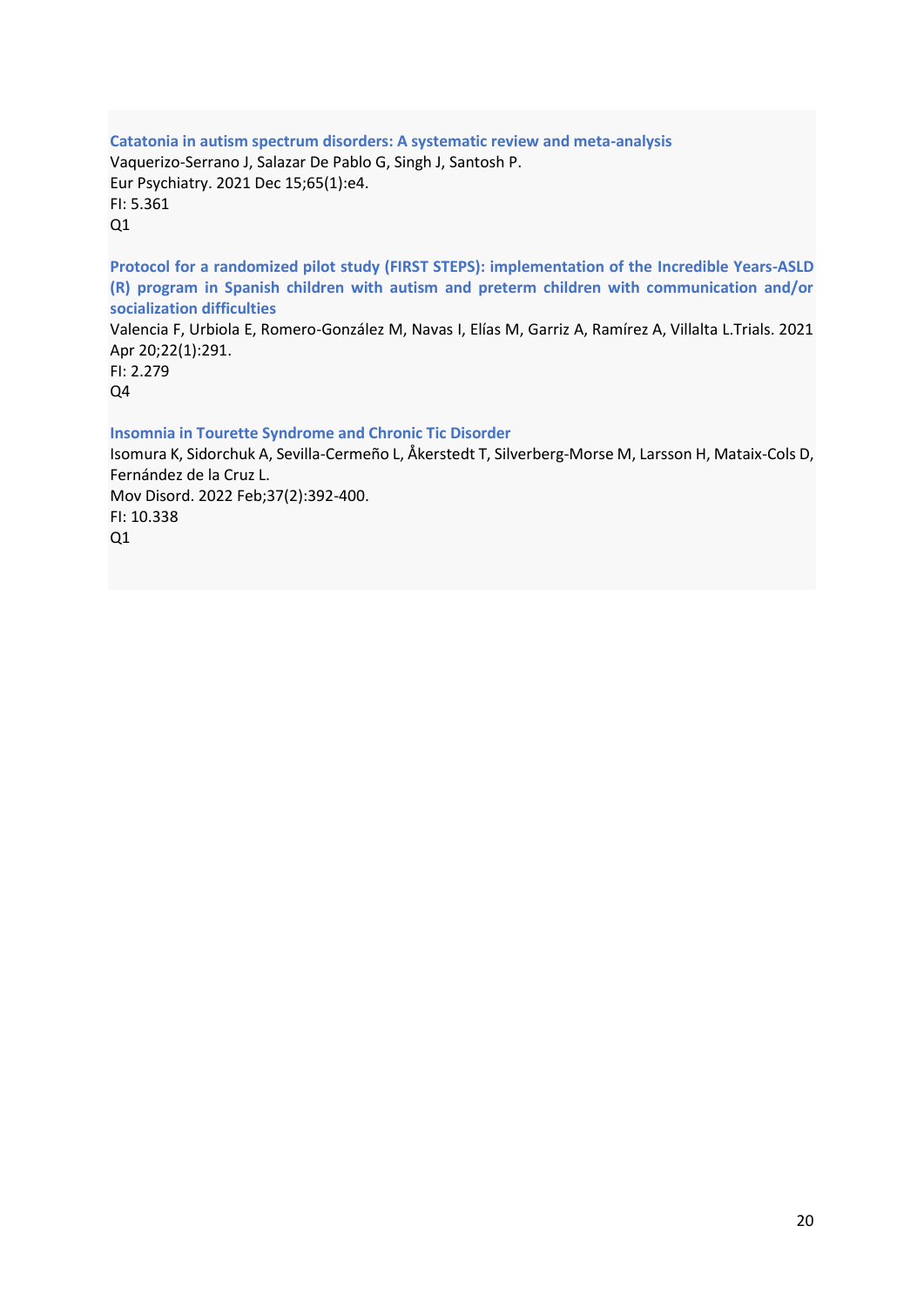**Catatonia in autism spectrum disorders: A systematic review and meta-analysis**
Vaquerizo-Serrano J, Salazar De Pablo G, Singh J, Santosh P.
Eur Psychiatry. 2021 Dec 15;65(1):e4.
FI: 5.361
Q1

**Protocol for a randomized pilot study (FIRST STEPS): implementation of the Incredible Years-ASLD (R) program in Spanish children with autism and preterm children with communication and/or socialization difficulties**
Valencia F, Urbiola E, Romero-González M, Navas I, Elías M, Garriz A, Ramírez A, Villalta L.Trials. 2021 Apr 20;22(1):291.
FI: 2.279
Q4

**Insomnia in Tourette Syndrome and Chronic Tic Disorder**
Isomura K, Sidorchuk A, Sevilla-Cermeño L, Åkerstedt T, Silverberg-Morse M, Larsson H, Mataix-Cols D, Fernández de la Cruz L.
Mov Disord. 2022 Feb;37(2):392-400.
FI: 10.338
Q1